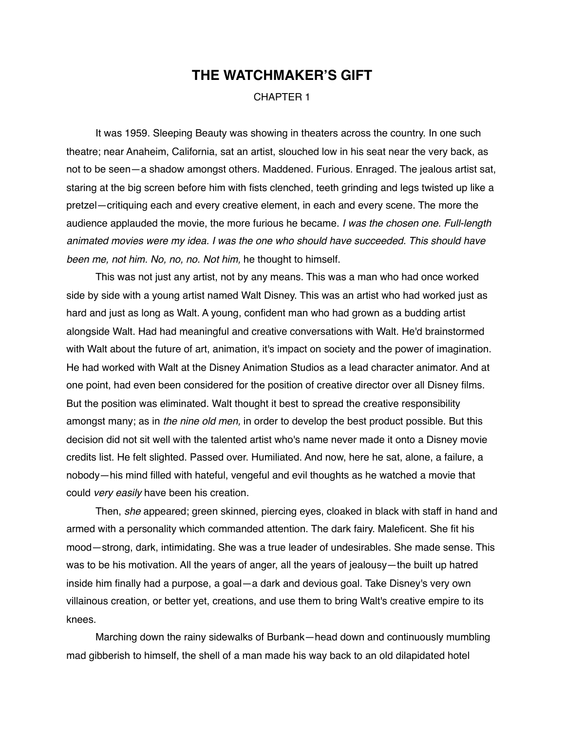# THE WATCHMAKER'S GIFT

CHAPTER 1

It was 1959. Sleeping Beauty was showing in theaters across the country. In one such theatre; near Anaheim, California, sat an artist, slouched low in his seat near the very back, as not to be seen—a shadow amongst others. Maddened. Furious. Enraged. The jealous artist sat, staring at the big screen before him with fists clenched, teeth grinding and legs twisted up like a pretzel—critiquing each and every creative element, in each and every scene. The more the audience applauded the movie, the more furious he became. *I was the chosen one. Full-length animated movies were my idea. I was the one who should have succeeded. This should have been me, not him. No, no, no. Not him,* he thought to himself.

This was not just any artist, not by any means. This was a man who had once worked side by side with a young artist named Walt Disney. This was an artist who had worked just as hard and just as long as Walt. A young, confident man who had grown as a budding artist alongside Walt. Had had meaningful and creative conversations with Walt. He'd brainstormed with Walt about the future of art, animation, it's impact on society and the power of imagination. He had worked with Walt at the Disney Animation Studios as a lead character animator. And at one point, had even been considered for the position of creative director over all Disney films. But the position was eliminated. Walt thought it best to spread the creative responsibility amongst many; as in *the nine old men,* in order to develop the best product possible. But this decision did not sit well with the talented artist who's name never made it onto a Disney movie credits list. He felt slighted. Passed over. Humiliated. And now, here he sat, alone, a failure, a nobody—his mind filled with hateful, vengeful and evil thoughts as he watched a movie that could *very easily* have been his creation.

Then, *she* appeared; green skinned, piercing eyes, cloaked in black with staff in hand and armed with a personality which commanded attention. The dark fairy. Maleficent. She fit his mood—strong, dark, intimidating. She was a true leader of undesirables. She made sense. This was to be his motivation. All the years of anger, all the years of jealousy—the built up hatred inside him finally had a purpose, a goal—a dark and devious goal. Take Disney's very own villainous creation, or better yet, creations, and use them to bring Walt's creative empire to its knees.

Marching down the rainy sidewalks of Burbank—head down and continuously mumbling mad gibberish to himself, the shell of a man made his way back to an old dilapidated hotel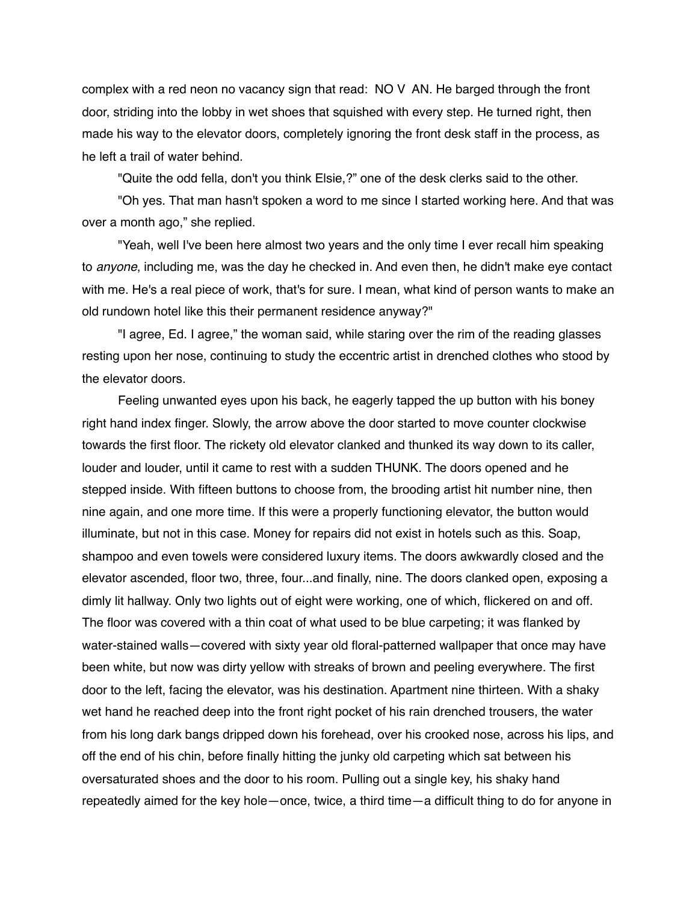complex with a red neon no vacancy sign that read: NO V AN. He barged through the front door, striding into the lobby in wet shoes that squished with every step. He turned right, then made his way to the elevator doors, completely ignoring the front desk staff in the process, as he left a trail of water behind.

"Quite the odd fella, don't you think Elsie,?" one of the desk clerks said to the other.

"Oh yes. That man hasn't spoken a word to me since I started working here. And that was over a month ago," she replied.

"Yeah, well I've been here almost two years and the only time I ever recall him speaking to *anyone*, including me, was the day he checked in. And even then, he didn't make eye contact with me. He's a real piece of work, that's for sure. I mean, what kind of person wants to make an old rundown hotel like this their permanent residence anyway?"

"I agree, Ed. I agree," the woman said, while staring over the rim of the reading glasses resting upon her nose, continuing to study the eccentric artist in drenched clothes who stood by the elevator doors.

Feeling unwanted eyes upon his back, he eagerly tapped the up button with his boney right hand index finger. Slowly, the arrow above the door started to move counter clockwise towards the first floor. The rickety old elevator clanked and thunked its way down to its caller, louder and louder, until it came to rest with a sudden THUNK. The doors opened and he stepped inside. With fifteen buttons to choose from, the brooding artist hit number nine, then nine again, and one more time. If this were a properly functioning elevator, the button would illuminate, but not in this case. Money for repairs did not exist in hotels such as this. Soap, shampoo and even towels were considered luxury items. The doors awkwardly closed and the elevator ascended, floor two, three, four...and finally, nine. The doors clanked open, exposing a dimly lit hallway. Only two lights out of eight were working, one of which, flickered on and off. The floor was covered with a thin coat of what used to be blue carpeting; it was flanked by water-stained walls—covered with sixty year old floral-patterned wallpaper that once may have been white, but now was dirty yellow with streaks of brown and peeling everywhere. The first door to the left, facing the elevator, was his destination. Apartment nine thirteen. With a shaky wet hand he reached deep into the front right pocket of his rain drenched trousers, the water from his long dark bangs dripped down his forehead, over his crooked nose, across his lips, and off the end of his chin, before finally hitting the junky old carpeting which sat between his oversaturated shoes and the door to his room. Pulling out a single key, his shaky hand repeatedly aimed for the key hole—once, twice, a third time—a difficult thing to do for anyone in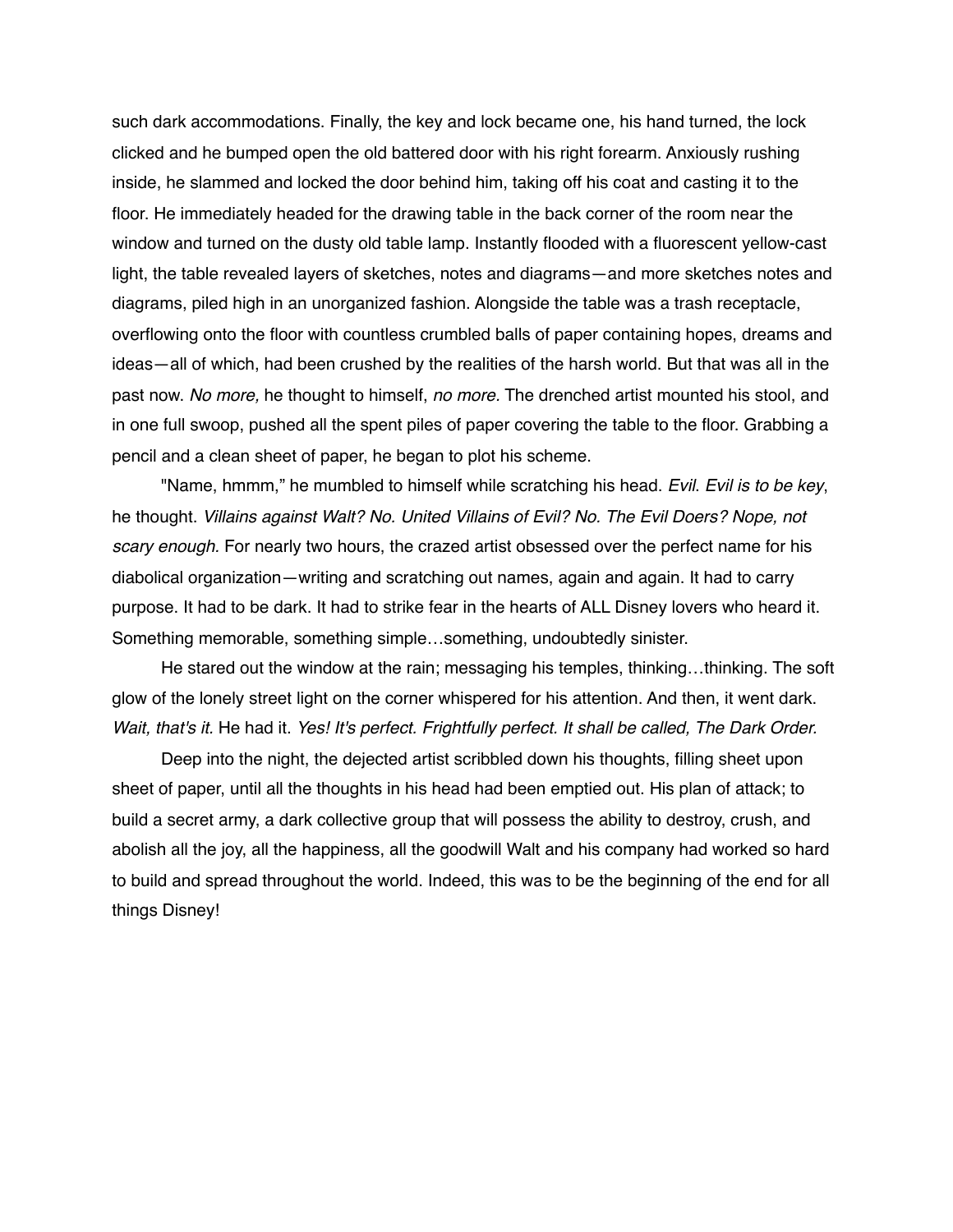such dark accommodations. Finally, the key and lock became one, his hand turned, the lock clicked and he bumped open the old battered door with his right forearm. Anxiously rushing inside, he slammed and locked the door behind him, taking off his coat and casting it to the floor. He immediately headed for the drawing table in the back corner of the room near the window and turned on the dusty old table lamp. Instantly flooded with a fluorescent yellow-cast light, the table revealed layers of sketches, notes and diagrams—and more sketches notes and diagrams, piled high in an unorganized fashion. Alongside the table was a trash receptacle, overflowing onto the floor with countless crumbled balls of paper containing hopes, dreams and ideas—all of which, had been crushed by the realities of the harsh world. But that was all in the past now. *No more,* he thought to himself, *no more.* The drenched artist mounted his stool, and in one full swoop, pushed all the spent piles of paper covering the table to the floor. Grabbing a pencil and a clean sheet of paper, he began to plot his scheme.

"Name, hmmm," he mumbled to himself while scratching his head. *Evil. Evil is to be key*, he thought. *Villains against Walt? No. United Villains of Evil? No. The Evil Doers? Nope, not scary enough.* For nearly two hours, the crazed artist obsessed over the perfect name for his diabolical organization—writing and scratching out names, again and again. It had to carry purpose. It had to be dark. It had to strike fear in the hearts of ALL Disney lovers who heard it. Something memorable, something simple…something, undoubtedly sinister.

He stared out the window at the rain; messaging his temples, thinking…thinking. The soft glow of the lonely street light on the corner whispered for his attention. And then, it went dark. *Wait, that's it.* He had it. *Yes! It's perfect. Frightfully perfect. It shall be called, The Dark Order.*

Deep into the night, the dejected artist scribbled down his thoughts, filling sheet upon sheet of paper, until all the thoughts in his head had been emptied out. His plan of attack; to build a secret army, a dark collective group that will possess the ability to destroy, crush, and abolish all the joy, all the happiness, all the goodwill Walt and his company had worked so hard to build and spread throughout the world. Indeed, this was to be the beginning of the end for all things Disney!